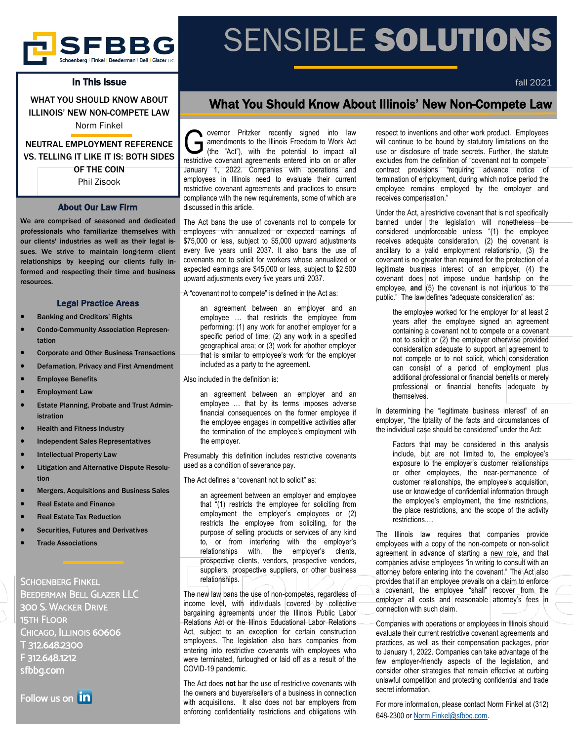# SENSIBLE **SOLUTIONS**

fall 2021

## In This Issue

WHAT YOU SHOULD KNOW ABOUT ILLINOIS' NEW NON-COMPETE LAW
Norm Finkel

NEUTRAL EMPLOYMENT REFERENCE VS. TELLING IT LIKE IT IS: BOTH SIDES OF THE COIN
Phil Zisook

## About Our Law Firm

**We are comprised of seasoned and dedicated professionals who familiarize themselves with our clients' industries as well as their legal issues. We strive to maintain long-term client relationships by keeping our clients fully informed and respecting their time and business resources.**

## Legal Practice Areas

- Banking and Creditors' Rights
- Condo-Community Association Representation
- Corporate and Other Business Transactions
- Defamation, Privacy and First Amendment
- Employee Benefits
- Employment Law
- Estate Planning, Probate and Trust Administration
- Health and Fitness Industry
- Independent Sales Representatives
- Intellectual Property Law
- Litigation and Alternative Dispute Resolution
- Mergers, Acquisitions and Business Sales
- Real Estate and Finance
- Real Estate Tax Reduction
- Securities, Futures and Derivatives
- Trade Associations

SCHOENBERG FINKEL BEEDERMAN BELL GLAZER LLC
300 S. WACKER DRIVE
15TH FLOOR
CHICAGO, ILLINOIS 60606
T 312.648.2300
F 312.648.1212
sfbbg.com

Follow us on in

# What You Should Know About Illinois' New Non-Compete Law

Governor Pritzker recently signed into law amendments to the Illinois Freedom to Work Act (the "Act"), with the potential to impact all restrictive covenant agreements entered into on or after January 1, 2022. Companies with operations and employees in Illinois need to evaluate their current restrictive covenant agreements and practices to ensure compliance with the new requirements, some of which are discussed in this article.

The Act bans the use of covenants not to compete for employees with annualized or expected earnings of $75,000 or less, subject to $5,000 upward adjustments every five years until 2037. It also bans the use of covenants not to solicit for workers whose annualized or expected earnings are $45,000 or less, subject to $2,500 upward adjustments every five years until 2037.

A "covenant not to compete" is defined in the Act as:

> an agreement between an employer and an employee … that restricts the employee from performing: (1) any work for another employer for a specific period of time; (2) any work in a specified geographical area; or (3) work for another employer that is similar to employee's work for the employer included as a party to the agreement.

Also included in the definition is:

> an agreement between an employer and an employee … that by its terms imposes adverse financial consequences on the former employee if the employee engages in competitive activities after the termination of the employee's employment with the employer.

Presumably this definition includes restrictive covenants used as a condition of severance pay.

The Act defines a "covenant not to solicit" as:

> an agreement between an employer and employee that "(1) restricts the employee for soliciting from employment the employer's employees or (2) restricts the employee from soliciting, for the purpose of selling products or services of any kind to, or from interfering with the employer's relationships with, the employer's clients, prospective clients, vendors, prospective vendors, suppliers, prospective suppliers, or other business relationships.

The new law bans the use of non-competes, regardless of income level, with individuals covered by collective bargaining agreements under the Illinois Public Labor Relations Act or the Illinois Educational Labor Relations Act, subject to an exception for certain construction employees. The legislation also bars companies from entering into restrictive covenants with employees who were terminated, furloughed or laid off as a result of the COVID-19 pandemic.

The Act does **not** bar the use of restrictive covenants with the owners and buyers/sellers of a business in connection with acquisitions. It also does not bar employers from enforcing confidentiality restrictions and obligations with respect to inventions and other work product. Employees will continue to be bound by statutory limitations on the use or disclosure of trade secrets. Further, the statute excludes from the definition of "covenant not to compete" contract provisions "requiring advance notice of termination of employment, during which notice period the employee remains employed by the employer and receives compensation."

Under the Act, a restrictive covenant that is not specifically banned under the legislation will nonetheless be considered unenforceable unless "(1) the employee receives adequate consideration, (2) the covenant is ancillary to a valid employment relationship, (3) the covenant is no greater than required for the protection of a legitimate business interest of an employer, (4) the covenant does not impose undue hardship on the employee, **and** (5) the covenant is not injurious to the public." The law defines "adequate consideration" as:

> the employee worked for the employer for at least 2 years after the employee signed an agreement containing a covenant not to compete or a covenant not to solicit or (2) the employer otherwise provided consideration adequate to support an agreement to not compete or to not solicit, which consideration can consist of a period of employment plus additional professional or financial benefits or merely professional or financial benefits adequate by themselves.

In determining the "legitimate business interest" of an employer, "the totality of the facts and circumstances of the individual case should be considered" under the Act:

> Factors that may be considered in this analysis include, but are not limited to, the employee's exposure to the employer's customer relationships or other employees, the near-permanence of customer relationships, the employee's acquisition, use or knowledge of confidential information through the employee's employment, the time restrictions, the place restrictions, and the scope of the activity restrictions.…

The Illinois law requires that companies provide employees with a copy of the non-compete or non-solicit agreement in advance of starting a new role, and that companies advise employees "in writing to consult with an attorney before entering into the covenant." The Act also provides that if an employee prevails on a claim to enforce a covenant, the employee "shall" recover from the employer all costs and reasonable attorney's fees in connection with such claim.

Companies with operations or employees in Illinois should evaluate their current restrictive covenant agreements and practices, as well as their compensation packages, prior to January 1, 2022. Companies can take advantage of the few employer-friendly aspects of the legislation, and consider other strategies that remain effective at curbing unlawful competition and protecting confidential and trade secret information.

For more information, please contact Norm Finkel at (312) 648-2300 or Norm.Finkel@sfbbg.com.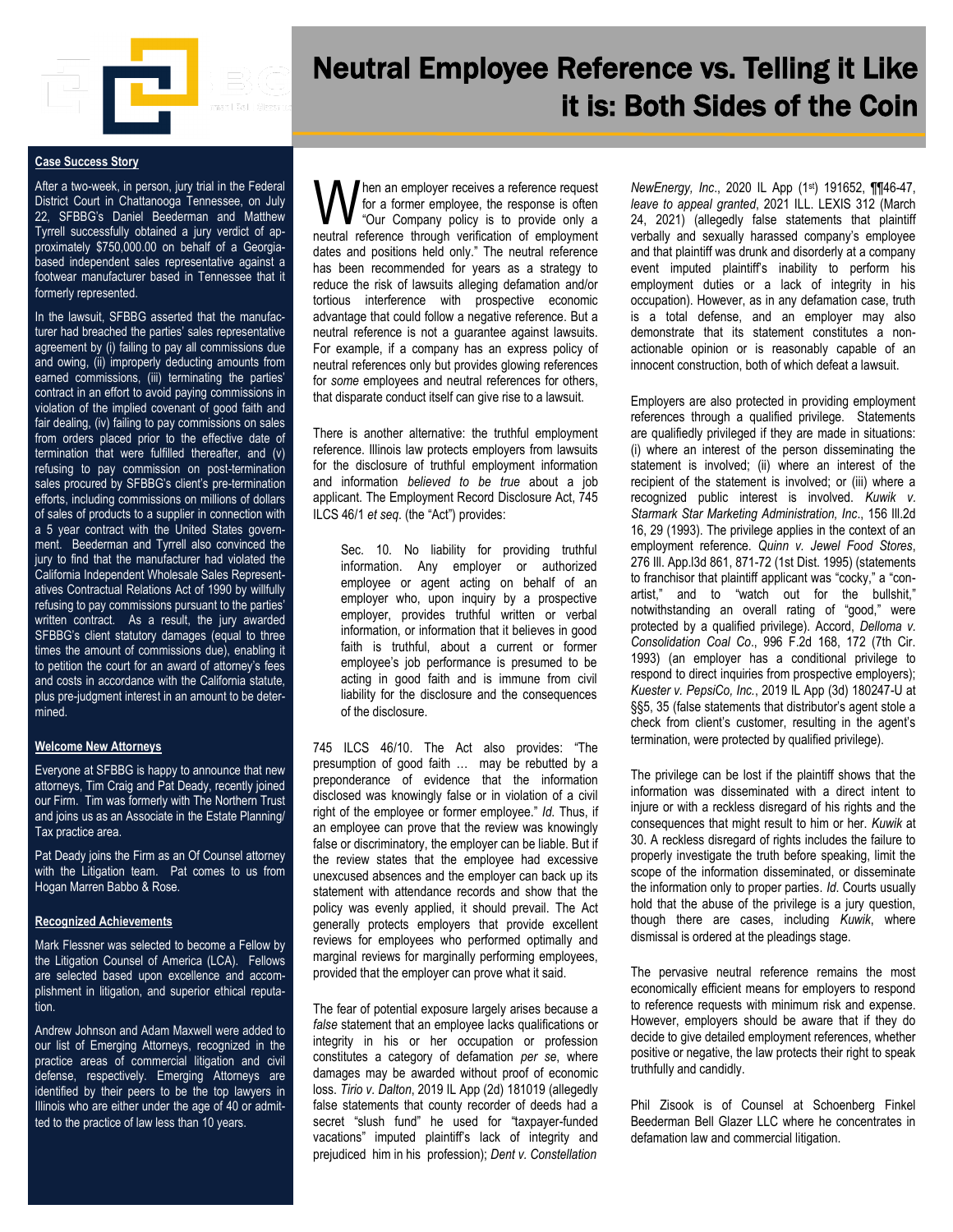# Neutral Employee Reference vs. Telling it Like it is: Both Sides of the Coin

**Case Success Story**

After a two-week, in person, jury trial in the Federal District Court in Chattanooga Tennessee, on July 22, SFBBG's Daniel Beederman and Matthew Tyrrell successfully obtained a jury verdict of approximately $750,000.00 on behalf of a Georgia-based independent sales representative against a footwear manufacturer based in Tennessee that it formerly represented.

In the lawsuit, SFBBG asserted that the manufacturer had breached the parties' sales representative agreement by (i) failing to pay all commissions due and owing, (ii) improperly deducting amounts from earned commissions, (iii) terminating the parties' contract in an effort to avoid paying commissions in violation of the implied covenant of good faith and fair dealing, (iv) failing to pay commissions on sales from orders placed prior to the effective date of termination that were fulfilled thereafter, and (v) refusing to pay commission on post-termination sales procured by SFBBG's client's pre-termination efforts, including commissions on millions of dollars of sales of products to a supplier in connection with a 5 year contract with the United States government. Beederman and Tyrrell also convinced the jury to find that the manufacturer had violated the California Independent Wholesale Sales Representatives Contractual Relations Act of 1990 by willfully refusing to pay commissions pursuant to the parties' written contract. As a result, the jury awarded SFBBG's client statutory damages (equal to three times the amount of commissions due), enabling it to petition the court for an award of attorney's fees and costs in accordance with the California statute, plus pre-judgment interest in an amount to be determined.

**Welcome New Attorneys**

Everyone at SFBBG is happy to announce that new attorneys, Tim Craig and Pat Deady, recently joined our Firm. Tim was formerly with The Northern Trust and joins us as an Associate in the Estate Planning/ Tax practice area.

Pat Deady joins the Firm as an Of Counsel attorney with the Litigation team. Pat comes to us from Hogan Marren Babbo & Rose.

**Recognized Achievements**

Mark Flessner was selected to become a Fellow by the Litigation Counsel of America (LCA). Fellows are selected based upon excellence and accomplishment in litigation, and superior ethical reputation.

Andrew Johnson and Adam Maxwell were added to our list of Emerging Attorneys, recognized in the practice areas of commercial litigation and civil defense, respectively. Emerging Attorneys are identified by their peers to be the top lawyers in Illinois who are either under the age of 40 or admitted to the practice of law less than 10 years.

When an employer receives a reference request for a former employee, the response is often "Our Company policy is to provide only a neutral reference through verification of employment dates and positions held only." The neutral reference has been recommended for years as a strategy to reduce the risk of lawsuits alleging defamation and/or tortious interference with prospective economic advantage that could follow a negative reference. But a neutral reference is not a guarantee against lawsuits. For example, if a company has an express policy of neutral references only but provides glowing references for *some* employees and neutral references for others, that disparate conduct itself can give rise to a lawsuit.

There is another alternative: the truthful employment reference. Illinois law protects employers from lawsuits for the disclosure of truthful employment information and information *believed to be true* about a job applicant. The Employment Record Disclosure Act, 745 ILCS 46/1 *et seq*. (the "Act") provides:

> Sec. 10. No liability for providing truthful information. Any employer or authorized employee or agent acting on behalf of an employer who, upon inquiry by a prospective employer, provides truthful written or verbal information, or information that it believes in good faith is truthful, about a current or former employee's job performance is presumed to be acting in good faith and is immune from civil liability for the disclosure and the consequences of the disclosure.

745 ILCS 46/10. The Act also provides: "The presumption of good faith … may be rebutted by a preponderance of evidence that the information disclosed was knowingly false or in violation of a civil right of the employee or former employee." *Id.* Thus, if an employee can prove that the review was knowingly false or discriminatory, the employer can be liable. But if the review states that the employee had excessive unexcused absences and the employer can back up its statement with attendance records and show that the policy was evenly applied, it should prevail. The Act generally protects employers that provide excellent reviews for employees who performed optimally and marginal reviews for marginally performing employees, provided that the employer can prove what it said.

The fear of potential exposure largely arises because a *false* statement that an employee lacks qualifications or integrity in his or her occupation or profession constitutes a category of defamation *per se*, where damages may be awarded without proof of economic loss. *Tirio v. Dalton*, 2019 IL App (2d) 181019 (allegedly false statements that county recorder of deeds had a secret "slush fund" he used for "taxpayer-funded vacations" imputed plaintiff's lack of integrity and prejudiced him in his profession); *Dent v. Constellation NewEnergy, Inc*., 2020 IL App (1st) 191652, ¶¶46-47, *leave to appeal granted*, 2021 ILL. LEXIS 312 (March 24, 2021) (allegedly false statements that plaintiff verbally and sexually harassed company's employee and that plaintiff was drunk and disorderly at a company event imputed plaintiff's inability to perform his employment duties or a lack of integrity in his occupation). However, as in any defamation case, truth is a total defense, and an employer may also demonstrate that its statement constitutes a non-actionable opinion or is reasonably capable of an innocent construction, both of which defeat a lawsuit.

Employers are also protected in providing employment references through a qualified privilege. Statements are qualifiedly privileged if they are made in situations: (i) where an interest of the person disseminating the statement is involved; (ii) where an interest of the recipient of the statement is involved; or (iii) where a recognized public interest is involved. *Kuwik v. Starmark Star Marketing Administration, Inc*., 156 Ill.2d 16, 29 (1993). The privilege applies in the context of an employment reference. *Quinn v. Jewel Food Stores*, 276 Ill. App.l3d 861, 871-72 (1st Dist. 1995) (statements to franchisor that plaintiff applicant was "cocky," a "con-artist," and to "watch out for the bullshit," notwithstanding an overall rating of "good," were protected by a qualified privilege). Accord, *Delloma v. Consolidation Coal Co*., 996 F.2d 168, 172 (7th Cir. 1993) (an employer has a conditional privilege to respond to direct inquiries from prospective employers); *Kuester v. PepsiCo, Inc.*, 2019 IL App (3d) 180247-U at §§5, 35 (false statements that distributor's agent stole a check from client's customer, resulting in the agent's termination, were protected by qualified privilege).

The privilege can be lost if the plaintiff shows that the information was disseminated with a direct intent to injure or with a reckless disregard of his rights and the consequences that might result to him or her. *Kuwik* at 30. A reckless disregard of rights includes the failure to properly investigate the truth before speaking, limit the scope of the information disseminated, or disseminate the information only to proper parties. *Id*. Courts usually hold that the abuse of the privilege is a jury question, though there are cases, including *Kuwik*, where dismissal is ordered at the pleadings stage.

The pervasive neutral reference remains the most economically efficient means for employers to respond to reference requests with minimum risk and expense. However, employers should be aware that if they do decide to give detailed employment references, whether positive or negative, the law protects their right to speak truthfully and candidly.

Phil Zisook is of Counsel at Schoenberg Finkel Beederman Bell Glazer LLC where he concentrates in defamation law and commercial litigation.